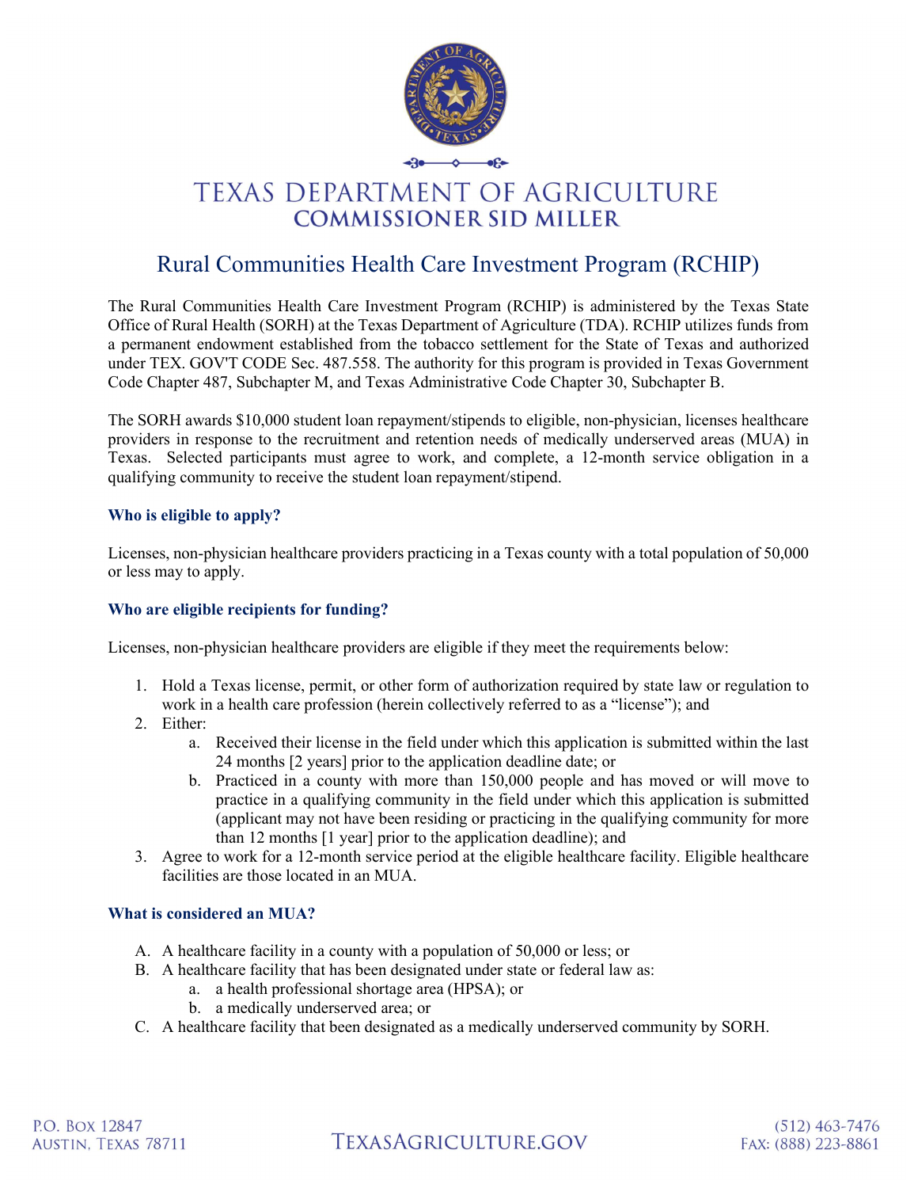# TEXAS DEPARTMENT OF AGRICULTURE
## COMMISSIONER SID MILLER

## Rural Communities Health Care Investment Program (RCHIP)

The Rural Communities Health Care Investment Program (RCHIP) is administered by the Texas State Office of Rural Health (SORH) at the Texas Department of Agriculture (TDA). RCHIP utilizes funds from a permanent endowment established from the tobacco settlement for the State of Texas and authorized under TEX. GOV'T CODE Sec. 487.558. The authority for this program is provided in Texas Government Code Chapter 487, Subchapter M, and Texas Administrative Code Chapter 30, Subchapter B.

The SORH awards $10,000 student loan repayment/stipends to eligible, non-physician, licenses healthcare providers in response to the recruitment and retention needs of medically underserved areas (MUA) in Texas. Selected participants must agree to work, and complete, a 12-month service obligation in a qualifying community to receive the student loan repayment/stipend.

### Who is eligible to apply?

Licenses, non-physician healthcare providers practicing in a Texas county with a total population of 50,000 or less may to apply.

### Who are eligible recipients for funding?

Licenses, non-physician healthcare providers are eligible if they meet the requirements below:

1. Hold a Texas license, permit, or other form of authorization required by state law or regulation to work in a health care profession (herein collectively referred to as a "license"); and
2. Either:
   a. Received their license in the field under which this application is submitted within the last 24 months [2 years] prior to the application deadline date; or
   b. Practiced in a county with more than 150,000 people and has moved or will move to practice in a qualifying community in the field under which this application is submitted (applicant may not have been residing or practicing in the qualifying community for more than 12 months [1 year] prior to the application deadline); and
3. Agree to work for a 12-month service period at the eligible healthcare facility. Eligible healthcare facilities are those located in an MUA.

### What is considered an MUA?

A. A healthcare facility in a county with a population of 50,000 or less; or
B. A healthcare facility that has been designated under state or federal law as:
   a. a health professional shortage area (HPSA); or
   b. a medically underserved area; or
C. A healthcare facility that been designated as a medically underserved community by SORH.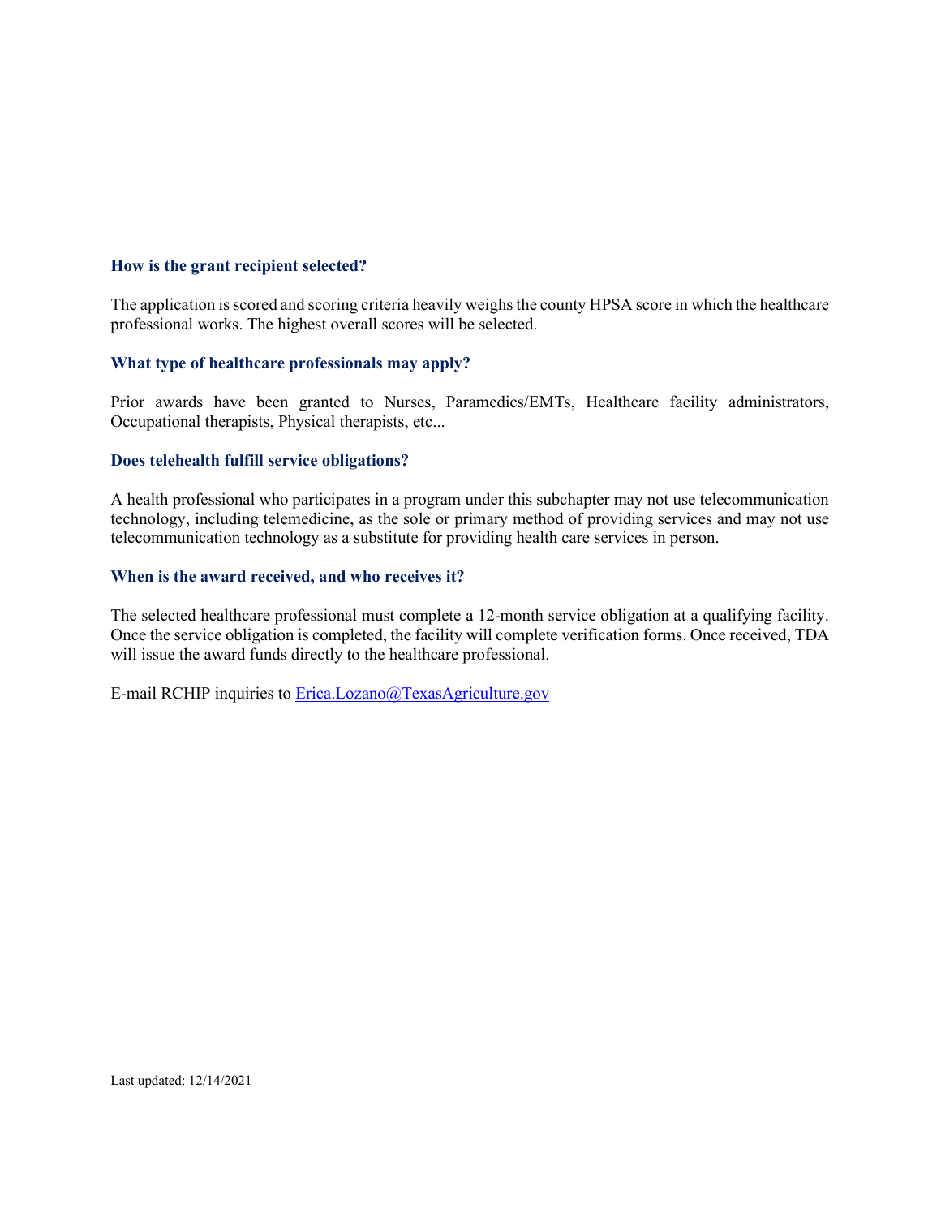### How is the grant recipient selected?

The application is scored and scoring criteria heavily weighs the county HPSA score in which the healthcare professional works. The highest overall scores will be selected.

### What type of healthcare professionals may apply?

Prior awards have been granted to Nurses, Paramedics/EMTs, Healthcare facility administrators, Occupational therapists, Physical therapists, etc...

### Does telehealth fulfill service obligations?

A health professional who participates in a program under this subchapter may not use telecommunication technology, including telemedicine, as the sole or primary method of providing services and may not use telecommunication technology as a substitute for providing health care services in person.

### When is the award received, and who receives it?

The selected healthcare professional must complete a 12-month service obligation at a qualifying facility. Once the service obligation is completed, the facility will complete verification forms. Once received, TDA will issue the award funds directly to the healthcare professional.

E-mail RCHIP inquiries to [Erica.Lozano@TexasAgriculture.gov](mailto:Erica.Lozano@TexasAgriculture.gov)

Last updated: 12/14/2021